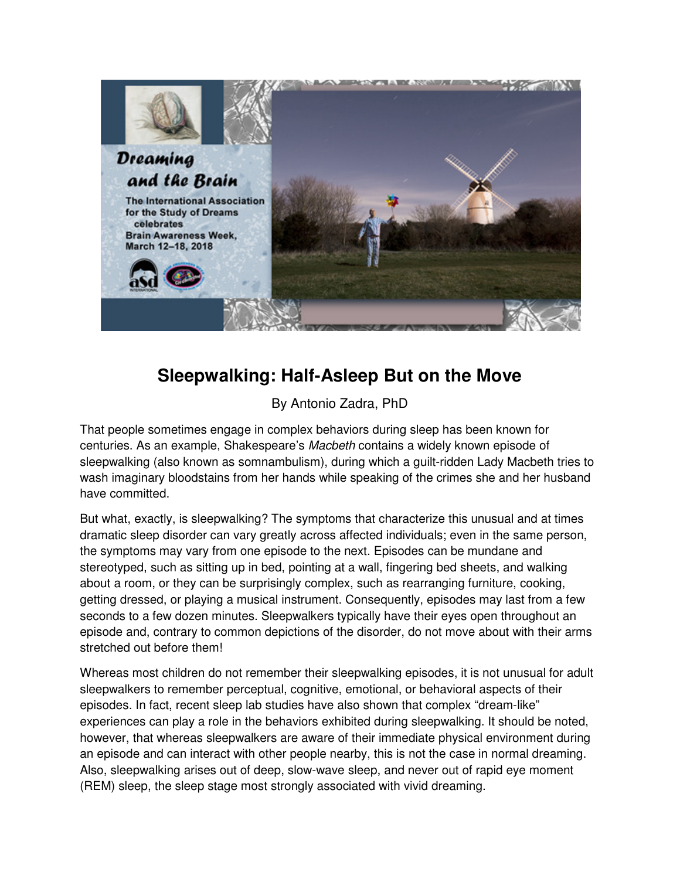# Sleepwalking: Half-Asleep But on the Move

By Antonio Zadra, PhD

That people sometimes engage in complex behaviors during sleep has been known for centuries. As an example, Shakespeare's *Macbeth* contains a widely known episode of sleepwalking (also known as somnambulism), during which a guilt-ridden Lady Macbeth tries to wash imaginary bloodstains from her hands while speaking of the crimes she and her husband have committed.

But what, exactly, is sleepwalking? The symptoms that characterize this unusual and at times dramatic sleep disorder can vary greatly across affected individuals; even in the same person, the symptoms may vary from one episode to the next. Episodes can be mundane and stereotyped, such as sitting up in bed, pointing at a wall, fingering bed sheets, and walking about a room, or they can be surprisingly complex, such as rearranging furniture, cooking, getting dressed, or playing a musical instrument. Consequently, episodes may last from a few seconds to a few dozen minutes. Sleepwalkers typically have their eyes open throughout an episode and, contrary to common depictions of the disorder, do not move about with their arms stretched out before them!

Whereas most children do not remember their sleepwalking episodes, it is not unusual for adult sleepwalkers to remember perceptual, cognitive, emotional, or behavioral aspects of their episodes. In fact, recent sleep lab studies have also shown that complex "dream-like" experiences can play a role in the behaviors exhibited during sleepwalking. It should be noted, however, that whereas sleepwalkers are aware of their immediate physical environment during an episode and can interact with other people nearby, this is not the case in normal dreaming. Also, sleepwalking arises out of deep, slow-wave sleep, and never out of rapid eye moment (REM) sleep, the sleep stage most strongly associated with vivid dreaming.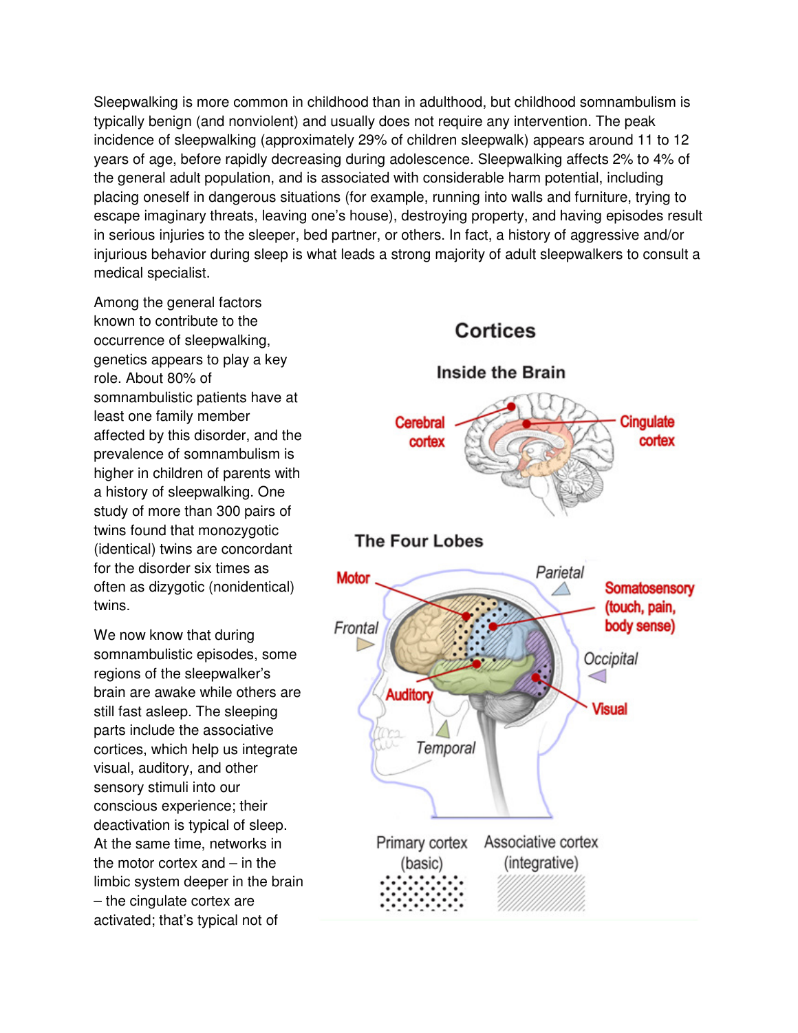Sleepwalking is more common in childhood than in adulthood, but childhood somnambulism is typically benign (and nonviolent) and usually does not require any intervention. The peak incidence of sleepwalking (approximately 29% of children sleepwalk) appears around 11 to 12 years of age, before rapidly decreasing during adolescence. Sleepwalking affects 2% to 4% of the general adult population, and is associated with considerable harm potential, including placing oneself in dangerous situations (for example, running into walls and furniture, trying to escape imaginary threats, leaving one's house), destroying property, and having episodes result in serious injuries to the sleeper, bed partner, or others. In fact, a history of aggressive and/or injurious behavior during sleep is what leads a strong majority of adult sleepwalkers to consult a medical specialist.

Among the general factors known to contribute to the occurrence of sleepwalking, genetics appears to play a key role. About 80% of somnambulistic patients have at least one family member affected by this disorder, and the prevalence of somnambulism is higher in children of parents with a history of sleepwalking. One study of more than 300 pairs of twins found that monozygotic (identical) twins are concordant for the disorder six times as often as dizygotic (nonidentical) twins.

We now know that during somnambulistic episodes, some regions of the sleepwalker's brain are awake while others are still fast asleep. The sleeping parts include the associative cortices, which help us integrate visual, auditory, and other sensory stimuli into our conscious experience; their deactivation is typical of sleep. At the same time, networks in the motor cortex and – in the limbic system deeper in the brain – the cingulate cortex are activated; that's typical not of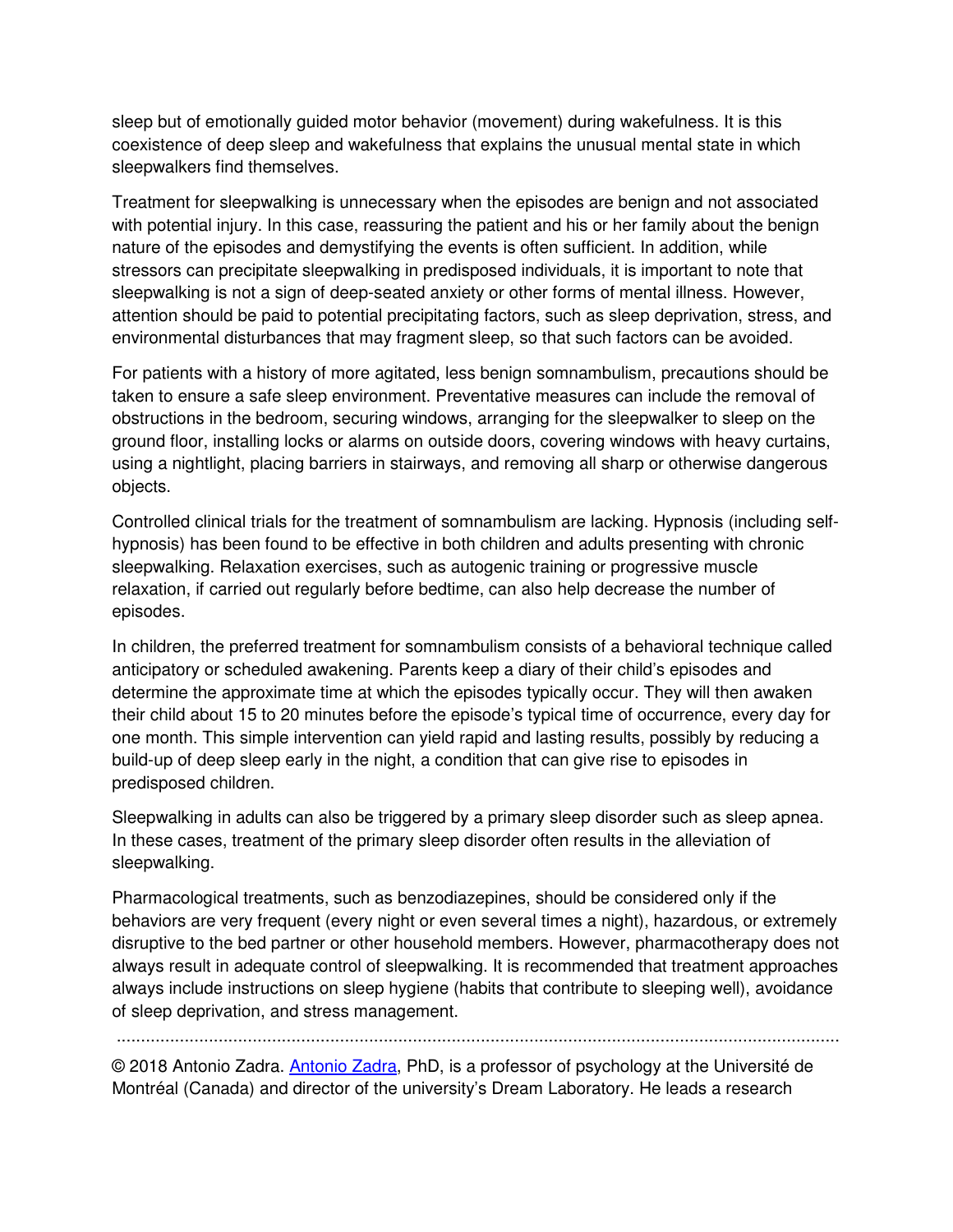sleep but of emotionally guided motor behavior (movement) during wakefulness. It is this coexistence of deep sleep and wakefulness that explains the unusual mental state in which sleepwalkers find themselves.

Treatment for sleepwalking is unnecessary when the episodes are benign and not associated with potential injury. In this case, reassuring the patient and his or her family about the benign nature of the episodes and demystifying the events is often sufficient. In addition, while stressors can precipitate sleepwalking in predisposed individuals, it is important to note that sleepwalking is not a sign of deep-seated anxiety or other forms of mental illness. However, attention should be paid to potential precipitating factors, such as sleep deprivation, stress, and environmental disturbances that may fragment sleep, so that such factors can be avoided.

For patients with a history of more agitated, less benign somnambulism, precautions should be taken to ensure a safe sleep environment. Preventative measures can include the removal of obstructions in the bedroom, securing windows, arranging for the sleepwalker to sleep on the ground floor, installing locks or alarms on outside doors, covering windows with heavy curtains, using a nightlight, placing barriers in stairways, and removing all sharp or otherwise dangerous objects.

Controlled clinical trials for the treatment of somnambulism are lacking. Hypnosis (including self-hypnosis) has been found to be effective in both children and adults presenting with chronic sleepwalking. Relaxation exercises, such as autogenic training or progressive muscle relaxation, if carried out regularly before bedtime, can also help decrease the number of episodes.

In children, the preferred treatment for somnambulism consists of a behavioral technique called anticipatory or scheduled awakening. Parents keep a diary of their child's episodes and determine the approximate time at which the episodes typically occur. They will then awaken their child about 15 to 20 minutes before the episode's typical time of occurrence, every day for one month. This simple intervention can yield rapid and lasting results, possibly by reducing a build-up of deep sleep early in the night, a condition that can give rise to episodes in predisposed children.

Sleepwalking in adults can also be triggered by a primary sleep disorder such as sleep apnea. In these cases, treatment of the primary sleep disorder often results in the alleviation of sleepwalking.

Pharmacological treatments, such as benzodiazepines, should be considered only if the behaviors are very frequent (every night or even several times a night), hazardous, or extremely disruptive to the bed partner or other household members. However, pharmacotherapy does not always result in adequate control of sleepwalking. It is recommended that treatment approaches always include instructions on sleep hygiene (habits that contribute to sleeping well), avoidance of sleep deprivation, and stress management.

---

© 2018 Antonio Zadra. Antonio Zadra, PhD, is a professor of psychology at the Université de Montréal (Canada) and director of the university's Dream Laboratory. He leads a research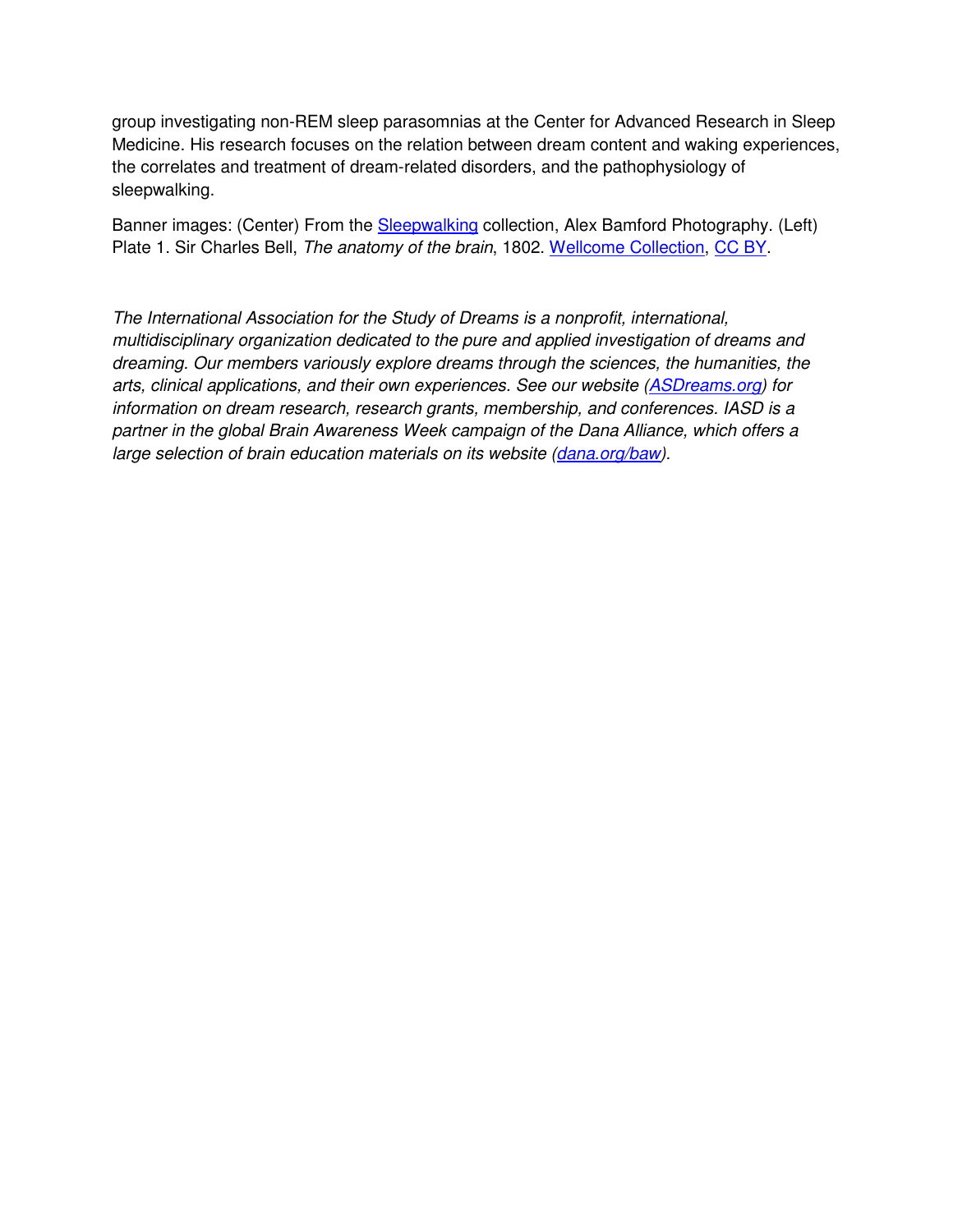group investigating non-REM sleep parasomnias at the Center for Advanced Research in Sleep Medicine. His research focuses on the relation between dream content and waking experiences, the correlates and treatment of dream-related disorders, and the pathophysiology of sleepwalking.

Banner images: (Center) From the [Sleepwalking](#) collection, Alex Bamford Photography. (Left) Plate 1. Sir Charles Bell, *The anatomy of the brain*, 1802. [Wellcome Collection](#), [CC BY](#).

*The International Association for the Study of Dreams is a nonprofit, international, multidisciplinary organization dedicated to the pure and applied investigation of dreams and dreaming. Our members variously explore dreams through the sciences, the humanities, the arts, clinical applications, and their own experiences. See our website ([ASDreams.org](#)) for information on dream research, research grants, membership, and conferences. IASD is a partner in the global Brain Awareness Week campaign of the Dana Alliance, which offers a large selection of brain education materials on its website ([dana.org/baw](#)).*